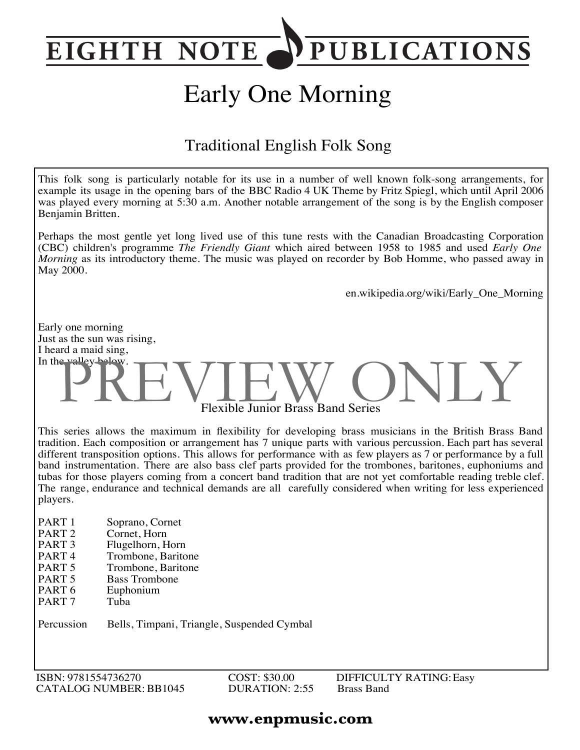# EIGHTH NOTE PUBLICATIONS

# Early One Morning

## Traditional English Folk Song

This folk song is particularly notable for its use in a number of well known folk-song arrangements, for example its usage in the opening bars of the BBC Radio 4 UK Theme by Fritz Spiegl, which until April 2006 was played every morning at 5:30 a.m. Another notable arrangement of the song is by the English composer Benjamin Britten.

Perhaps the most gentle yet long lived use of this tune rests with the Canadian Broadcasting Corporation (CBC) children's programme *The Friendly Giant* which aired between 1958 to 1985 and used *Early One Morning* as its introductory theme. The music was played on recorder by Bob Homme, who passed away in May 2000.

en.wikipedia.org/wiki/Early_One_Morning

Early one morning
Just as the sun was rising,
I heard a maid sing,
In the valley below.

PREVIEW ONLY

Flexible Junior Brass Band Series

This series allows the maximum in flexibility for developing brass musicians in the British Brass Band tradition. Each composition or arrangement has 7 unique parts with various percussion. Each part has several different transposition options. This allows for performance with as few players as 7 or performance by a full band instrumentation. There are also bass clef parts provided for the trombones, baritones, euphoniums and tubas for those players coming from a concert band tradition that are not yet comfortable reading treble clef. The range, endurance and technical demands are all carefully considered when writing for less experienced players.

| | |
|---|---|
| PART 1 | Soprano, Cornet |
| PART 2 | Cornet, Horn |
| PART 3 | Flugelhorn, Horn |
| PART 4 | Trombone, Baritone |
| PART 5 | Trombone, Baritone |
| PART 5 | Bass Trombone |
| PART 6 | Euphonium |
| PART 7 | Tuba |
| Percussion | Bells, Timpani, Triangle, Suspended Cymbal |

ISBN: 9781554736270
CATALOG NUMBER: BB1045
COST: $30.00
DURATION: 2:55
DIFFICULTY RATING: Easy
Brass Band

**www.enpmusic.com**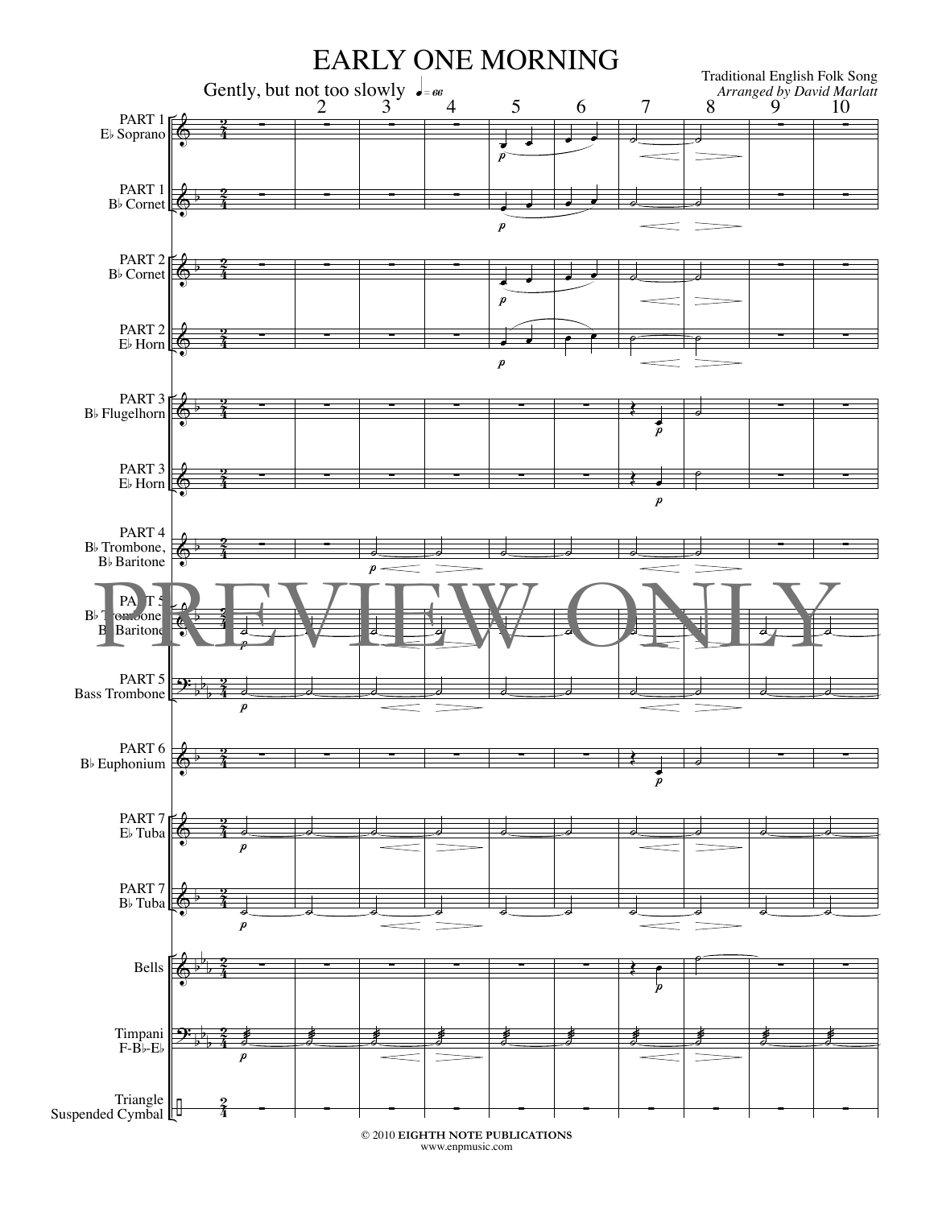# EARLY ONE MORNING

Traditional English Folk Song
*Arranged by David Marlatt*

Gently, but not too slowly ♩ = 66

PART 1 E♭ Soprano
PART 1 B♭ Cornet
PART 2 B♭ Cornet
PART 2 E♭ Horn
PART 3 B♭ Flugelhorn
PART 3 E♭ Horn
PART 4 B♭ Trombone, B♭ Baritone
PART 5 B♭ Trombone, B♭ Baritone
PART 5 Bass Trombone
PART 6 B♭ Euphonium
PART 7 E♭ Tuba
PART 7 B♭ Tuba
Bells
Timpani F-B♭-E♭
Triangle Suspended Cymbal

PREVIEW ONLY

© 2010 **EIGHTH NOTE PUBLICATIONS**
www.enpmusic.com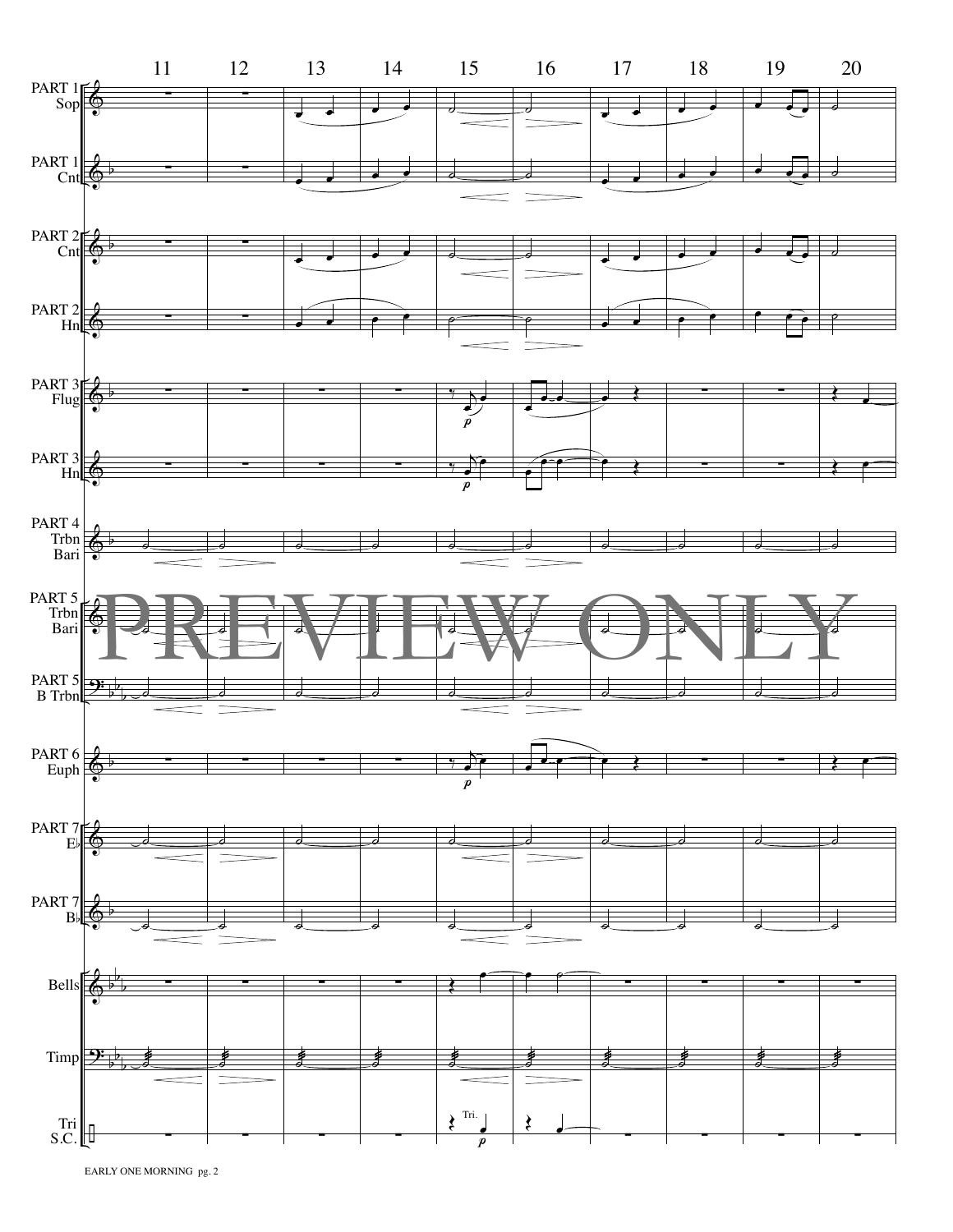11 12 13 14 15 16 17 18 19 20

PART 1 Sop

PART 1 Cnt

PART 2 Cnt

PART 2 Hn

PART 3 Flug

PART 3 Hn

PART 4 Trbn Bari

PART 5 Trbn Bari

PART 5 B Trbn

PART 6 Euph

PART 7 E♭

PART 7 B♭

Bells

Timp

Tri S.C.

PREVIEW ONLY

EARLY ONE MORNING pg. 2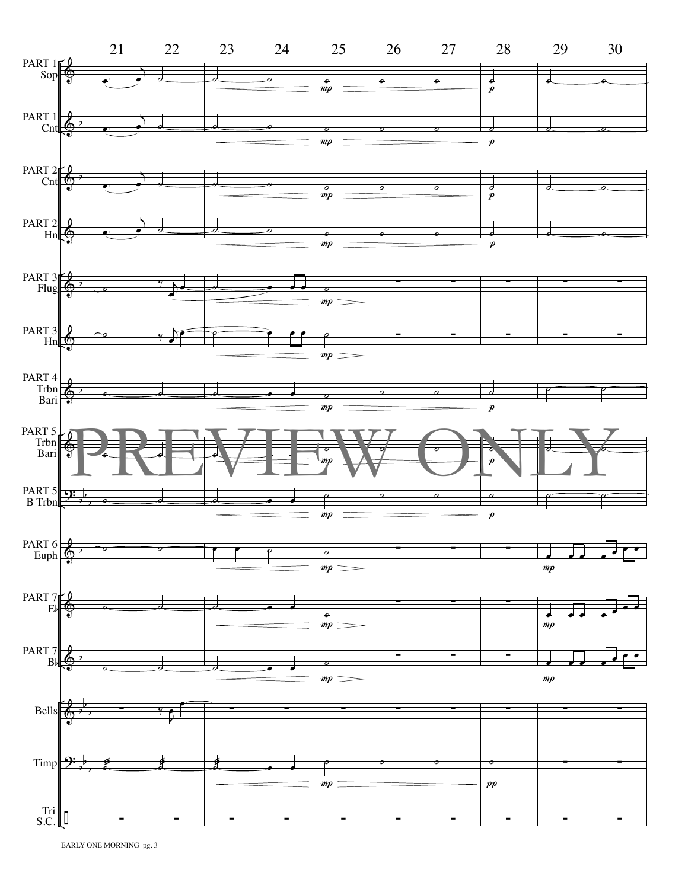PART 1 Sop

PART 1 Cnt

PART 2 Cnt

PART 2 Hn

PART 3 Flug

PART 3 Hn

PART 4 Trbn Bari

PART 5 Trbn Bari

PART 5 B Trbn

PART 6 Euph

PART 7 E♭

PART 7 B♭

Bells

Timp

Tri S.C.

PREVIEW ONLY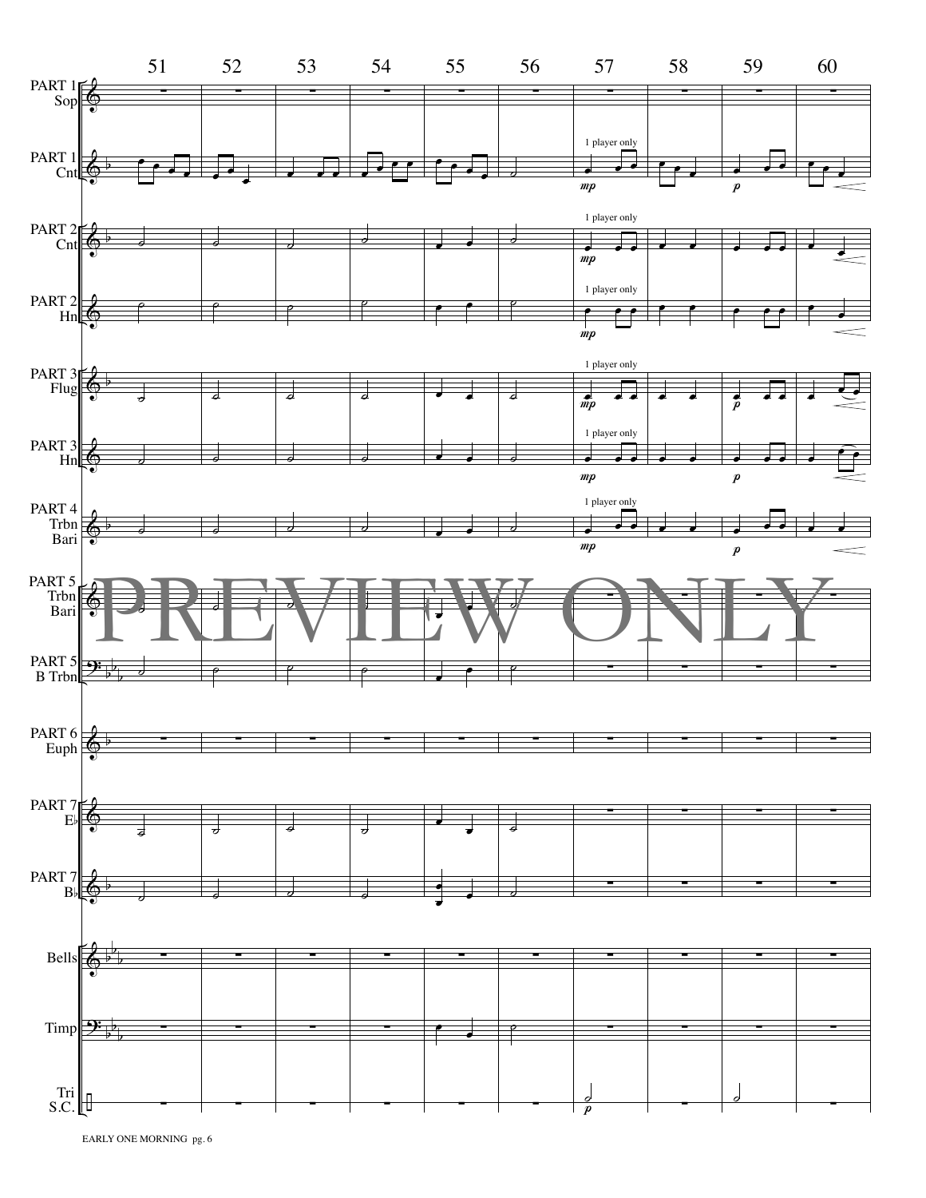51 52 53 54 55 56 57 58 59 60

PART 1 Sop

PART 1 Cnt — 1 player only — *mp* — *p*

PART 2 Cnt — 1 player only — *mp*

PART 2 Hn — 1 player only — *mp*

PART 3 Flug — 1 player only — *mp* — *p*

PART 3 Hn — 1 player only — *mp* — *p*

PART 4 Trbn Bari — 1 player only — *mp* — *p*

PART 5 Trbn Bari

PART 5 B Trbn

PART 6 Euph

PART 7 E♭

PART 7 B♭

Bells

Timp

Tri S.C. — *p*

PREVIEW ONLY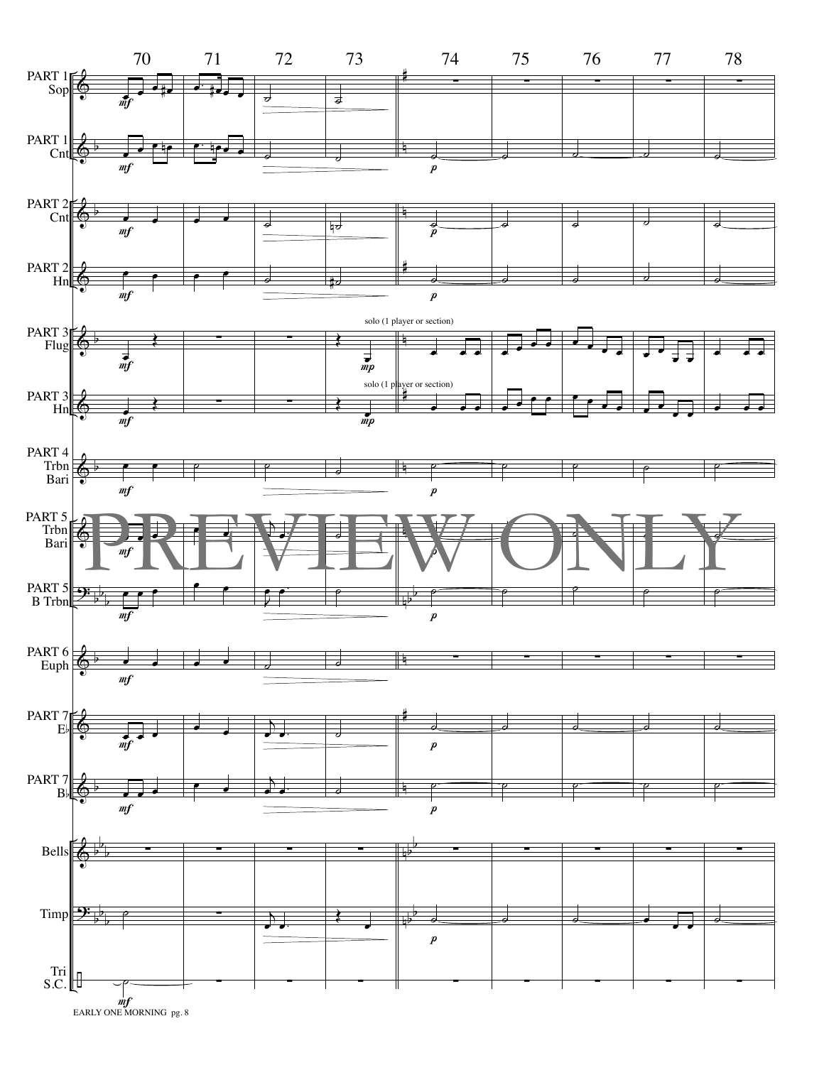70 71 72 73 74 75 76 77 78

PART 1 Sop

PART 1 Cnt

PART 2 Cnt

PART 2 Hn

PART 3 Flug

solo (1 player or section)

PART 3 Hn

solo (1 player or section)

PART 4 Trbn Bari

PART 5 Trbn Bari

PREVIEW ONLY

PART 5 B Trbn

PART 6 Euph

PART 7 E♭

PART 7 B♭

Bells

Timp

Tri S.C.

EARLY ONE MORNING pg. 8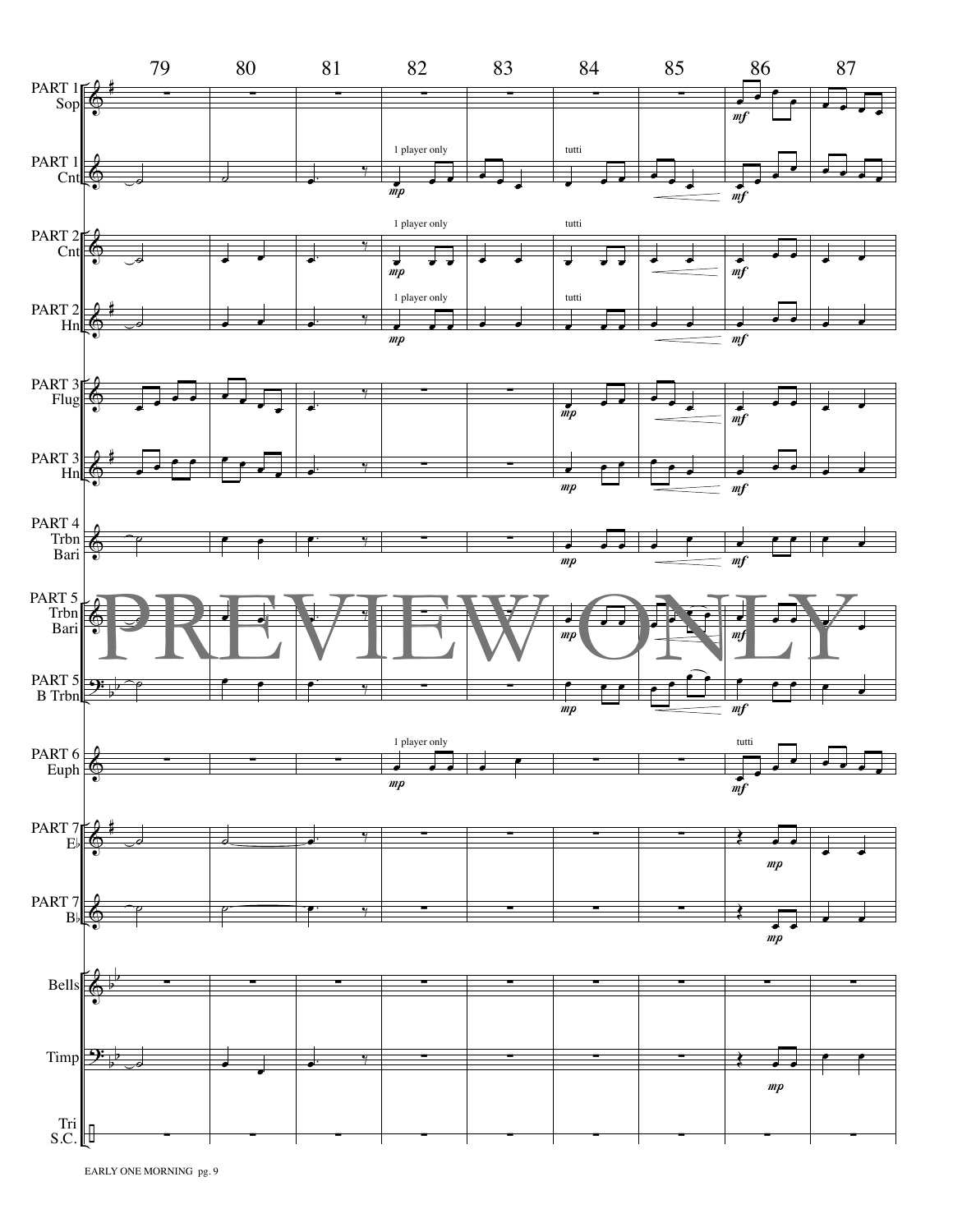PART 1 Sop

PART 1 Cnt

PART 2 Cnt

PART 2 Hn

PART 3 Flug

PART 3 Hn

PART 4 Trbn Bari

PART 5 Trbn Bari

PART 5 B Trbn

PART 6 Euph

PART 7 E♭

PART 7 B♭

Bells

Timp

Tri S.C.

79 80 81 82 83 84 85 86 87

1 player only

tutti

*mp*

*mf*

PREVIEW ONLY

EARLY ONE MORNING pg. 9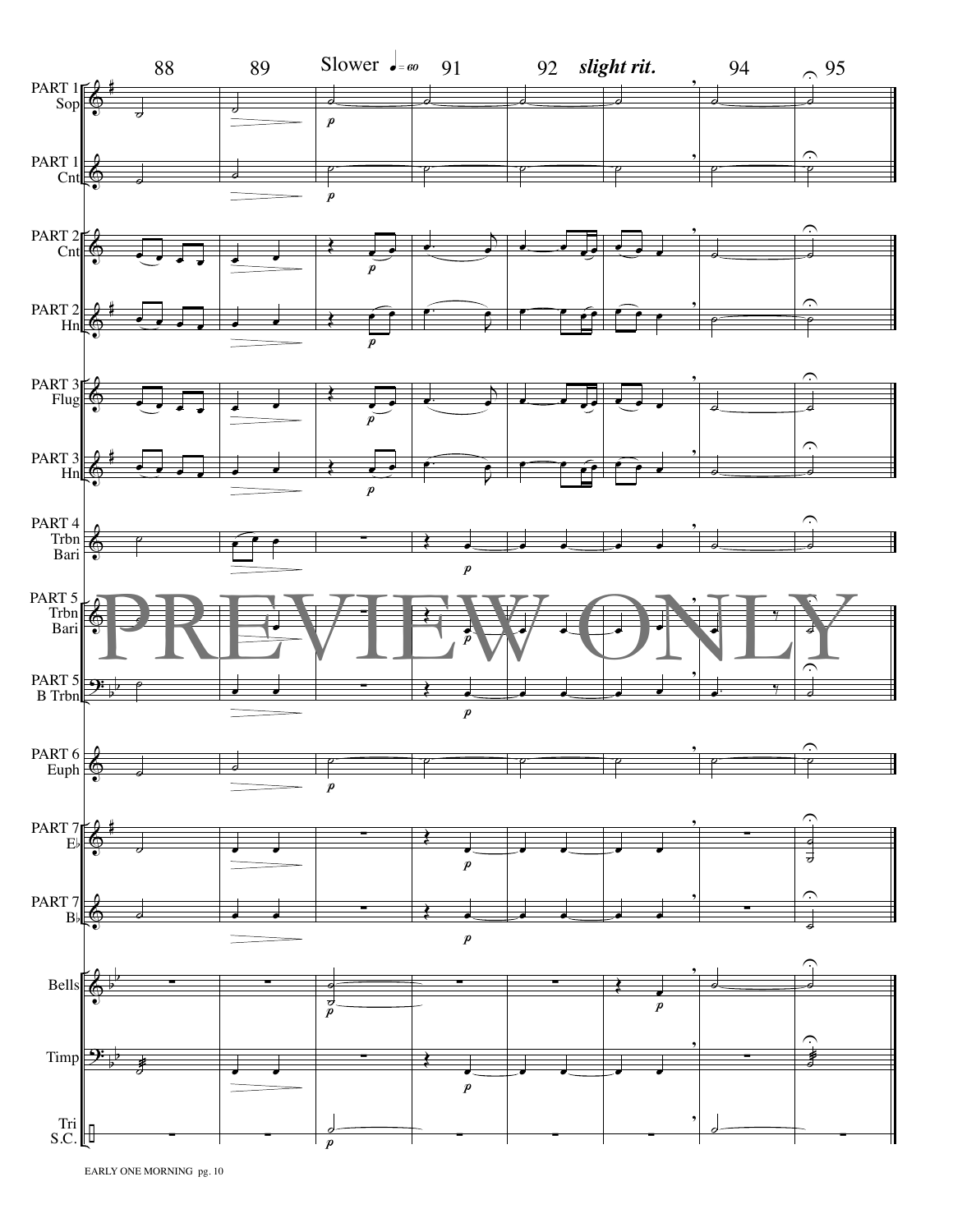88 89 Slower ♩= 60 91 92 *slight rit.* 94 95

PART 1 Sop

PART 1 Cnt

PART 2 Cnt

PART 2 Hn

PART 3 Flug

PART 3 Hn

PART 4 Trbn Bari

PART 5 Trbn Bari

PART 5 B Trbn

PART 6 Euph

PART 7 E♭

PART 7 B♭

Bells

Timp

Tri S.C.

PREVIEW ONLY

EARLY ONE MORNING pg. 10